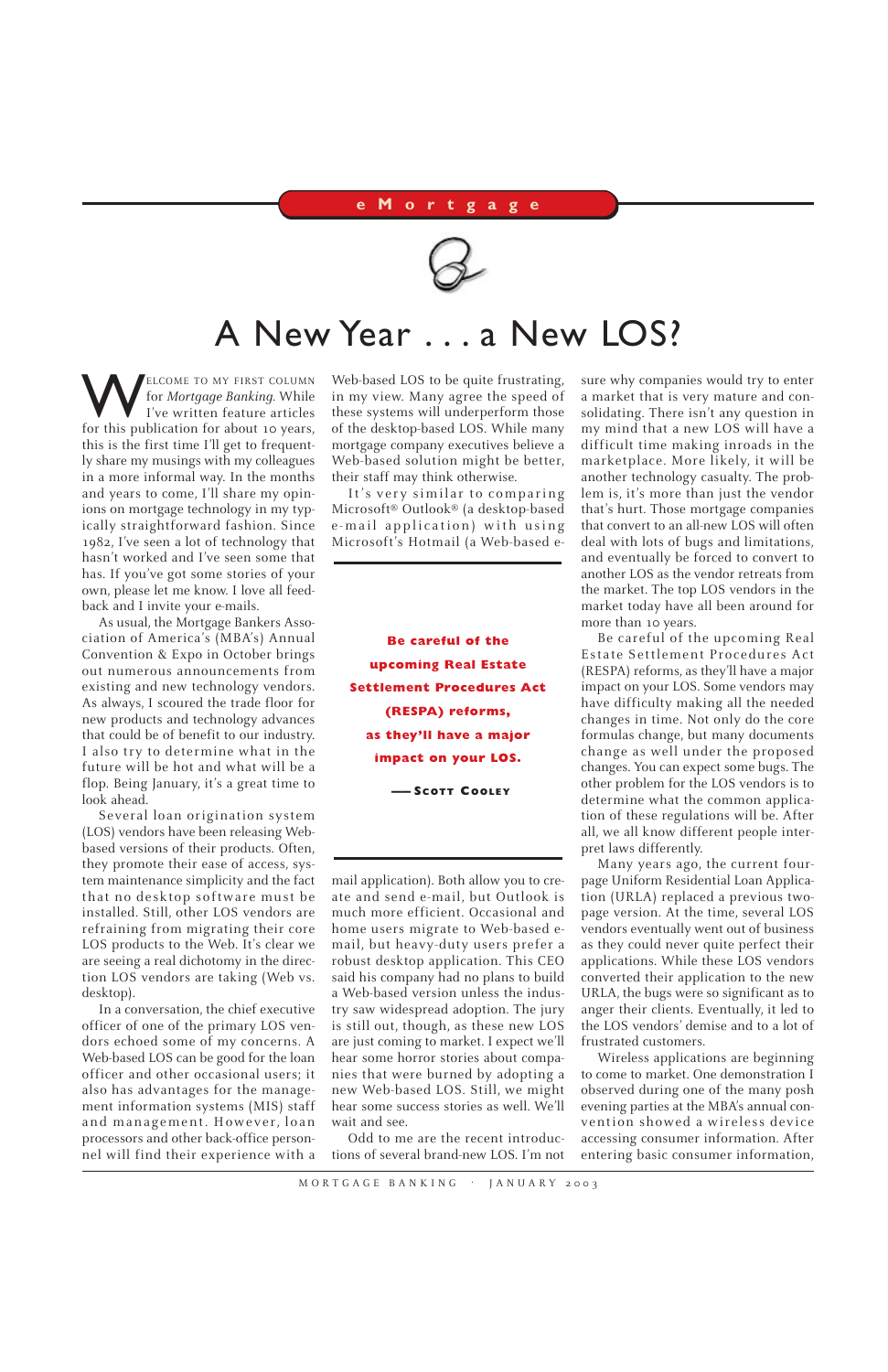eMortgage

# A New Year . . . a New LOS?

WELCOME TO MY FIRST COLUMN for *Mortgage Banking*. While I've written feature articles for this publication for about 10 years, this is the first time I'll get to frequently share my musings with my colleagues in a more informal way. In the months and years to come, I'll share my opinions on mortgage technology in my typically straightforward fashion. Since 1982, I've seen a lot of technology that hasn't worked and I've seen some that has. If you've got some stories of your own, please let me know. I love all feedback and I invite your e-mails.

As usual, the Mortgage Bankers Association of America's (MBA's) Annual Convention & Expo in October brings out numerous announcements from existing and new technology vendors. As always, I scoured the trade floor for new products and technology advances that could be of benefit to our industry. I also try to determine what in the future will be hot and what will be a flop. Being January, it's a great time to look ahead.

Several loan origination system (LOS) vendors have been releasing Web-based versions of their products. Often, they promote their ease of access, system maintenance simplicity and the fact that no desktop software must be installed. Still, other LOS vendors are refraining from migrating their core LOS products to the Web. It's clear we are seeing a real dichotomy in the direction LOS vendors are taking (Web vs. desktop).

In a conversation, the chief executive officer of one of the primary LOS vendors echoed some of my concerns. A Web-based LOS can be good for the loan officer and other occasional users; it also has advantages for the management information systems (MIS) staff and management. However, loan processors and other back-office personnel will find their experience with a Web-based LOS to be quite frustrating, in my view. Many agree the speed of these systems will underperform those of the desktop-based LOS. While many mortgage company executives believe a Web-based solution might be better, their staff may think otherwise.

It's very similar to comparing Microsoft® Outlook® (a desktop-based e-mail application) with using Microsoft's Hotmail (a Web-based e-mail application). Both allow you to create and send e-mail, but Outlook is much more efficient. Occasional and home users migrate to Web-based e-mail, but heavy-duty users prefer a robust desktop application. This CEO said his company had no plans to build a Web-based version unless the industry saw widespread adoption. The jury is still out, though, as these new LOS are just coming to market. I expect we'll hear some horror stories about companies that were burned by adopting a new Web-based LOS. Still, we might hear some success stories as well. We'll wait and see.

> **Be careful of the upcoming Real Estate Settlement Procedures Act (RESPA) reforms, as they'll have a major impact on your LOS.**
>
> —SCOTT COOLEY

Odd to me are the recent introductions of several brand-new LOS. I'm not sure why companies would try to enter a market that is very mature and consolidating. There isn't any question in my mind that a new LOS will have a difficult time making inroads in the marketplace. More likely, it will be another technology casualty. The problem is, it's more than just the vendor that's hurt. Those mortgage companies that convert to an all-new LOS will often deal with lots of bugs and limitations, and eventually be forced to convert to another LOS as the vendor retreats from the market. The top LOS vendors in the market today have all been around for more than 10 years.

Be careful of the upcoming Real Estate Settlement Procedures Act (RESPA) reforms, as they'll have a major impact on your LOS. Some vendors may have difficulty making all the needed changes in time. Not only do the core formulas change, but many documents change as well under the proposed changes. You can expect some bugs. The other problem for the LOS vendors is to determine what the common application of these regulations will be. After all, we all know different people interpret laws differently.

Many years ago, the current four-page Uniform Residential Loan Application (URLA) replaced a previous two-page version. At the time, several LOS vendors eventually went out of business as they could never quite perfect their applications. While these LOS vendors converted their application to the new URLA, the bugs were so significant as to anger their clients. Eventually, it led to the LOS vendors' demise and to a lot of frustrated customers.

Wireless applications are beginning to come to market. One demonstration I observed during one of the many posh evening parties at the MBA's annual convention showed a wireless device accessing consumer information. After entering basic consumer information,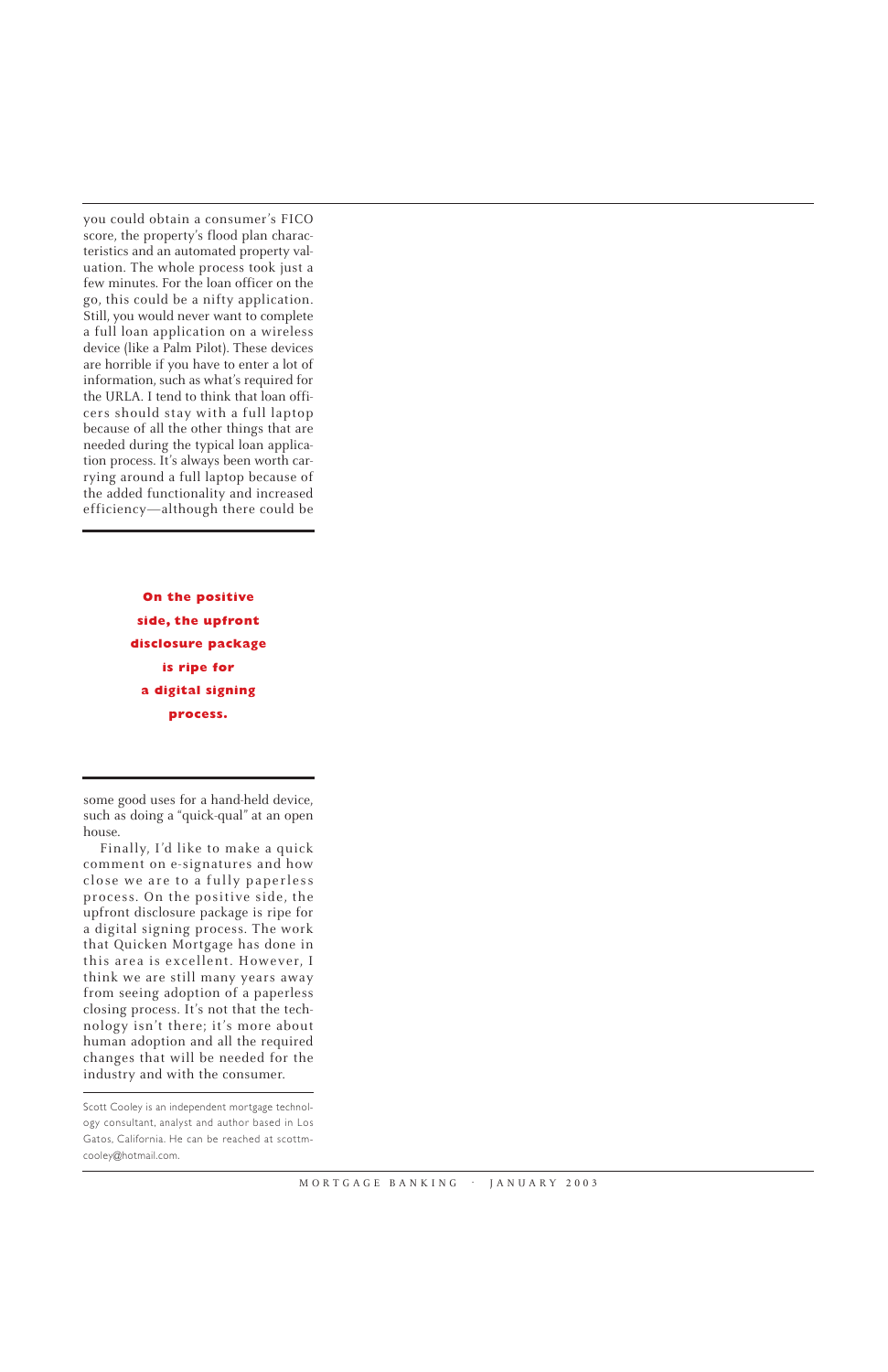you could obtain a consumer's FICO score, the property's flood plan characteristics and an automated property valuation. The whole process took just a few minutes. For the loan officer on the go, this could be a nifty application. Still, you would never want to complete a full loan application on a wireless device (like a Palm Pilot). These devices are horrible if you have to enter a lot of information, such as what's required for the URLA. I tend to think that loan officers should stay with a full laptop because of all the other things that are needed during the typical loan application process. It's always been worth carrying around a full laptop because of the added functionality and increased efficiency—although there could be some good uses for a hand-held device, such as doing a "quick-qual" at an open house.

**On the positive side, the upfront disclosure package is ripe for a digital signing process.**

Finally, I'd like to make a quick comment on e-signatures and how close we are to a fully paperless process. On the positive side, the upfront disclosure package is ripe for a digital signing process. The work that Quicken Mortgage has done in this area is excellent. However, I think we are still many years away from seeing adoption of a paperless closing process. It's not that the technology isn't there; it's more about human adoption and all the required changes that will be needed for the industry and with the consumer.

---

Scott Cooley is an independent mortgage technology consultant, analyst and author based in Los Gatos, California. He can be reached at scottmcooley@hotmail.com.